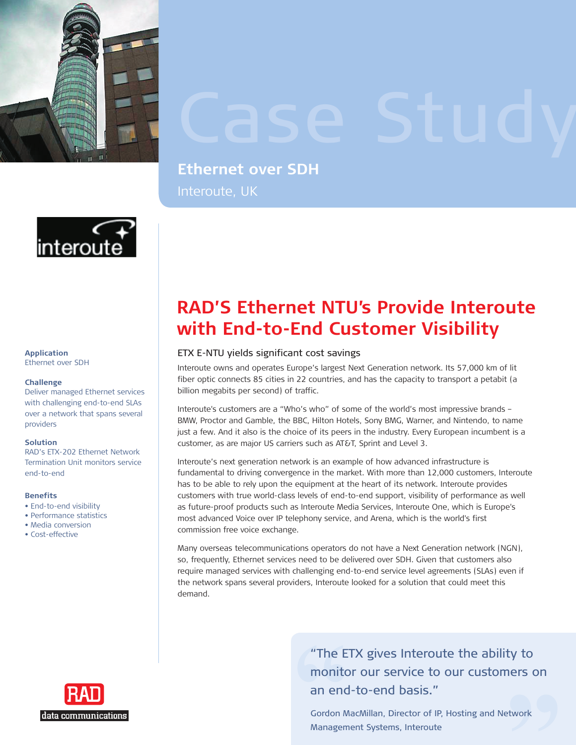# Case Study

## Ethernet over SDH

Interoute, UK

**Application**
Ethernet over SDH

**Challenge**
Deliver managed Ethernet services with challenging end-to-end SLAs over a network that spans several providers

**Solution**
RAD's ETX-202 Ethernet Network Termination Unit monitors service end-to-end

**Benefits**

- End-to-end visibility
- Performance statistics
- Media conversion
- Cost-effective

# RAD'S Ethernet NTU's Provide Interoute with End-to-End Customer Visibility

### ETX E-NTU yields significant cost savings

Interoute owns and operates Europe's largest Next Generation network. Its 57,000 km of lit fiber optic connects 85 cities in 22 countries, and has the capacity to transport a petabit (a billion megabits per second) of traffic.

Interoute's customers are a "Who's who" of some of the world's most impressive brands – BMW, Proctor and Gamble, the BBC, Hilton Hotels, Sony BMG, Warner, and Nintendo, to name just a few. And it also is the choice of its peers in the industry. Every European incumbent is a customer, as are major US carriers such as AT&T, Sprint and Level 3.

Interoute's next generation network is an example of how advanced infrastructure is fundamental to driving convergence in the market. With more than 12,000 customers, Interoute has to be able to rely upon the equipment at the heart of its network. Interoute provides customers with true world-class levels of end-to-end support, visibility of performance as well as future-proof products such as Interoute Media Services, Interoute One, which is Europe's most advanced Voice over IP telephony service, and Arena, which is the world's first commission free voice exchange.

Many overseas telecommunications operators do not have a Next Generation network (NGN), so, frequently, Ethernet services need to be delivered over SDH. Given that customers also require managed services with challenging end-to-end service level agreements (SLAs) even if the network spans several providers, Interoute looked for a solution that could meet this demand.

> "The ETX gives Interoute the ability to monitor our service to our customers on an end-to-end basis."
>
> Gordon MacMillan, Director of IP, Hosting and Network Management Systems, Interoute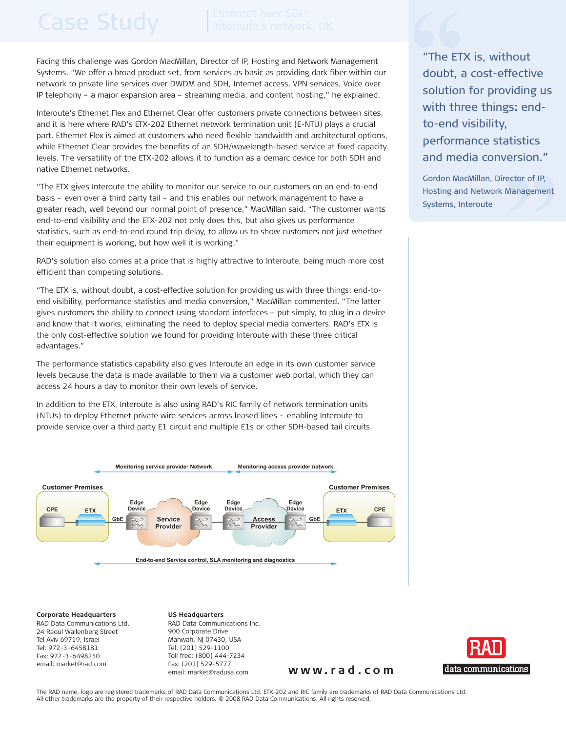Facing this challenge was Gordon MacMillan, Director of IP, Hosting and Network Management Systems. "We offer a broad product set, from services as basic as providing dark fiber within our network to private line services over DWDM and SDH, Internet access, VPN services, Voice over IP telephony – a major expansion area – streaming media, and content hosting," he explained.

Interoute's Ethernet Flex and Ethernet Clear offer customers private connections between sites, and it is here where RAD's ETX-202 Ethernet network termination unit (E-NTU) plays a crucial part. Ethernet Flex is aimed at customers who need flexible bandwidth and architectural options, while Ethernet Clear provides the benefits of an SDH/wavelength-based service at fixed capacity levels. The versatility of the ETX-202 allows it to function as a demarc device for both SDH and native Ethernet networks.

"The ETX gives Interoute the ability to monitor our service to our customers on an end-to-end basis – even over a third party tail – and this enables our network management to have a greater reach, well beyond our normal point of presence," MacMillan said. "The customer wants end-to-end visibility and the ETX-202 not only does this, but also gives us performance statistics, such as end-to-end round trip delay, to allow us to show customers not just whether their equipment is working, but how well it is working."

RAD's solution also comes at a price that is highly attractive to Interoute, being much more cost efficient than competing solutions.

"The ETX is, without doubt, a cost-effective solution for providing us with three things: end-to-end visibility, performance statistics and media conversion," MacMillan commented. "The latter gives customers the ability to connect using standard interfaces – put simply, to plug in a device and know that it works, eliminating the need to deploy special media converters. RAD's ETX is the only cost-effective solution we found for providing Interoute with these three critical advantages."

The performance statistics capability also gives Interoute an edge in its own customer service levels because the data is made available to them via a customer web portal, which they can access 24 hours a day to monitor their own levels of service.

In addition to the ETX, Interoute is also using RAD's RIC family of network termination units (NTUs) to deploy Ethernet private wire services across leased lines – enabling Interoute to provide service over a third party E1 circuit and multiple E1s or other SDH-based tail circuits.

> "The ETX is, without doubt, a cost-effective solution for providing us with three things: end-to-end visibility, performance statistics and media conversion."
>
> Gordon MacMillan, Director of IP, Hosting and Network Management Systems, Interoute

Monitoring service provider Network
Monitoring access provider network
Customer Premises
CPE
ETX
GbE
Edge Device
Service Provider
Edge Device
Edge Device
Access Provider
Edge Device
GbE
Customer Premises
ETX
CPE
End-to-end Service control, SLA monitoring and diagnostics

**Corporate Headquarters**
RAD Data Communications Ltd.
24 Raoul Wallenberg Street
Tel Aviv 69719, Israel
Tel: 972-3-6458181
Fax: 972-3-6498250
email: market@rad.com

**US Headquarters**
RAD Data Communications Inc.
900 Corporate Drive
Mahwah, NJ 07430, USA
Tel: (201) 529-1100
Toll free: (800) 444-7234
Fax: (201) 529-5777
email: market@radusa.com

www.rad.com

RAD data communications

The RAD name, logo are registered trademarks of RAD Data Communications Ltd. ETX-202 and RIC family are trademarks of RAD Data Communications Ltd.
All other trademarks are the property of their respective holders. © 2008 RAD Data Communications. All rights reserved.